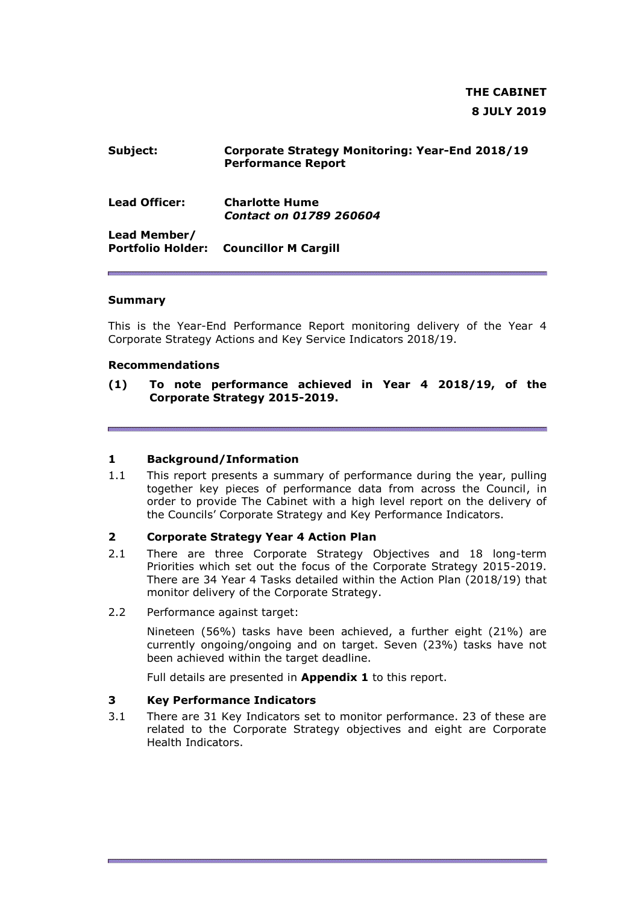**THE CABINET**

**8 JULY 2019**

| | |
|---|---|
| **Subject:** | **Corporate Strategy Monitoring: Year-End 2018/19 Performance Report** |
| **Lead Officer:** | **Charlotte Hume** <br> ***Contact on 01789 260604*** |
| **Lead Member/ Portfolio Holder:** | **Councillor M Cargill** |

---

**Summary**

This is the Year-End Performance Report monitoring delivery of the Year 4 Corporate Strategy Actions and Key Service Indicators 2018/19.

**Recommendations**

**(1) To note performance achieved in Year 4 2018/19, of the Corporate Strategy 2015-2019.**

---

## 1 Background/Information

1.1 This report presents a summary of performance during the year, pulling together key pieces of performance data from across the Council, in order to provide The Cabinet with a high level report on the delivery of the Councils' Corporate Strategy and Key Performance Indicators.

## 2 Corporate Strategy Year 4 Action Plan

2.1 There are three Corporate Strategy Objectives and 18 long-term Priorities which set out the focus of the Corporate Strategy 2015-2019. There are 34 Year 4 Tasks detailed within the Action Plan (2018/19) that monitor delivery of the Corporate Strategy.

2.2 Performance against target:

Nineteen (56%) tasks have been achieved, a further eight (21%) are currently ongoing/ongoing and on target. Seven (23%) tasks have not been achieved within the target deadline.

Full details are presented in **Appendix 1** to this report.

## 3 Key Performance Indicators

3.1 There are 31 Key Indicators set to monitor performance. 23 of these are related to the Corporate Strategy objectives and eight are Corporate Health Indicators.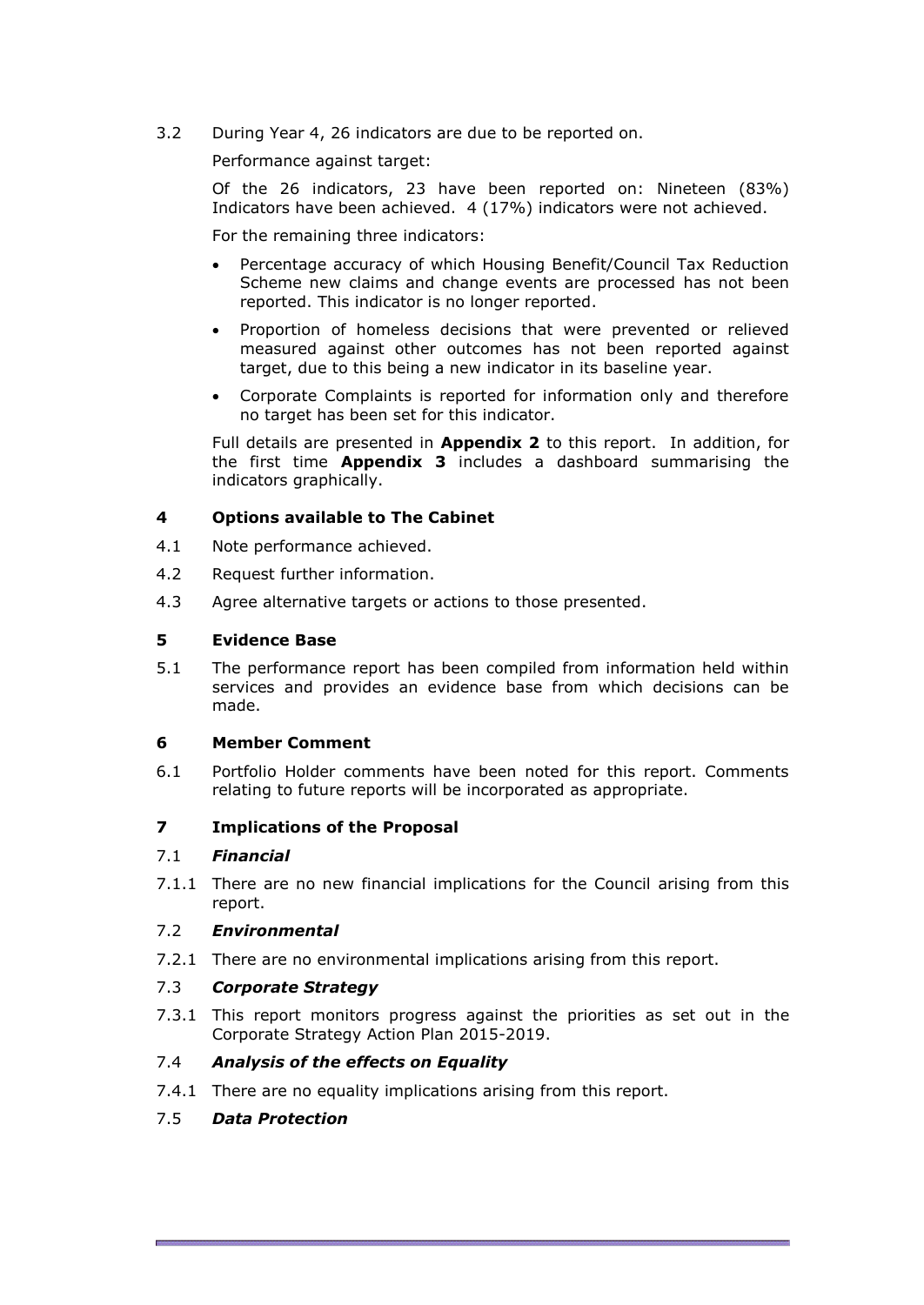3.2 During Year 4, 26 indicators are due to be reported on.

Performance against target:

Of the 26 indicators, 23 have been reported on: Nineteen (83%) Indicators have been achieved. 4 (17%) indicators were not achieved.

For the remaining three indicators:

- Percentage accuracy of which Housing Benefit/Council Tax Reduction Scheme new claims and change events are processed has not been reported. This indicator is no longer reported.
- Proportion of homeless decisions that were prevented or relieved measured against other outcomes has not been reported against target, due to this being a new indicator in its baseline year.
- Corporate Complaints is reported for information only and therefore no target has been set for this indicator.

Full details are presented in **Appendix 2** to this report. In addition, for the first time **Appendix 3** includes a dashboard summarising the indicators graphically.

## 4 Options available to The Cabinet

4.1 Note performance achieved.

4.2 Request further information.

4.3 Agree alternative targets or actions to those presented.

## 5 Evidence Base

5.1 The performance report has been compiled from information held within services and provides an evidence base from which decisions can be made.

## 6 Member Comment

6.1 Portfolio Holder comments have been noted for this report. Comments relating to future reports will be incorporated as appropriate.

## 7 Implications of the Proposal

### 7.1 *Financial*

7.1.1 There are no new financial implications for the Council arising from this report.

### 7.2 *Environmental*

7.2.1 There are no environmental implications arising from this report.

### 7.3 *Corporate Strategy*

7.3.1 This report monitors progress against the priorities as set out in the Corporate Strategy Action Plan 2015-2019.

### 7.4 *Analysis of the effects on Equality*

7.4.1 There are no equality implications arising from this report.

### 7.5 *Data Protection*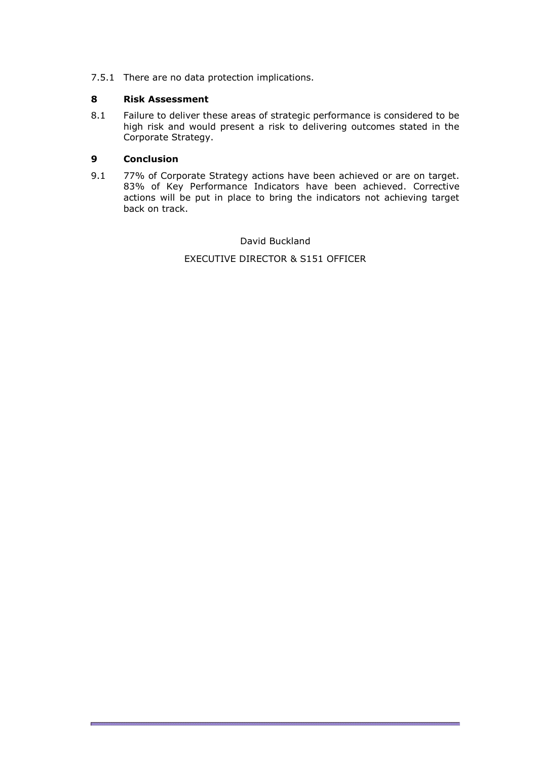7.5.1 There are no data protection implications.

## 8 Risk Assessment

8.1 Failure to deliver these areas of strategic performance is considered to be high risk and would present a risk to delivering outcomes stated in the Corporate Strategy.

## 9 Conclusion

9.1 77% of Corporate Strategy actions have been achieved or are on target. 83% of Key Performance Indicators have been achieved. Corrective actions will be put in place to bring the indicators not achieving target back on track.

David Buckland

EXECUTIVE DIRECTOR & S151 OFFICER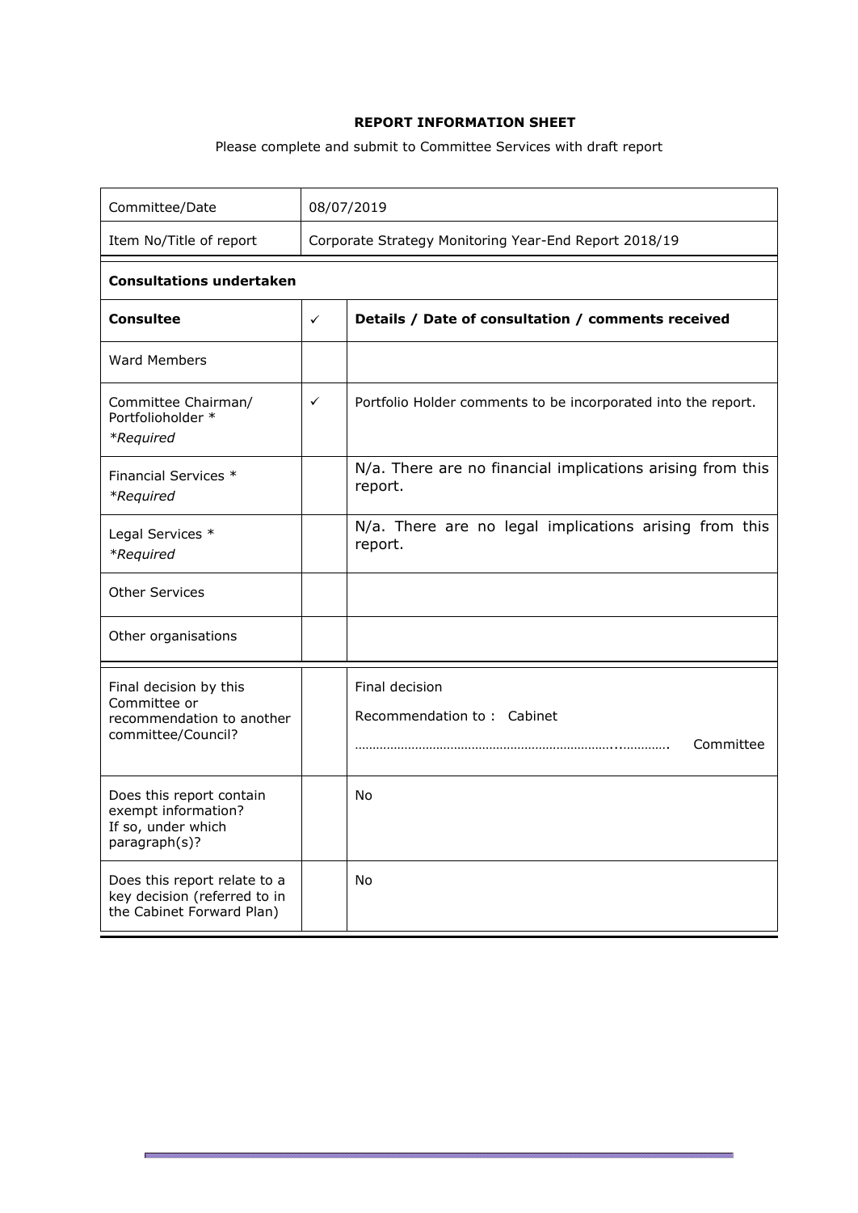**REPORT INFORMATION SHEET**

Please complete and submit to Committee Services with draft report

| | | |
|---|---|---|
| Committee/Date | 08/07/2019 | |
| Item No/Title of report | Corporate Strategy Monitoring Year-End Report 2018/19 | |

| **Consultations undertaken** | | |
|---|---|---|
| **Consultee** | ✓ | **Details / Date of consultation / comments received** |
| Ward Members | | |
| Committee Chairman/ Portfolioholder * *\*Required* | ✓ | Portfolio Holder comments to be incorporated into the report. |
| Financial Services * *\*Required* | | N/a. There are no financial implications arising from this report. |
| Legal Services * *\*Required* | | N/a. There are no legal implications arising from this report. |
| Other Services | | |
| Other organisations | | |

| | | |
|---|---|---|
| Final decision by this Committee or recommendation to another committee/Council? | | Final decision<br>Recommendation to : Cabinet<br>……………………………………………………………..…………. Committee |
| Does this report contain exempt information? If so, under which paragraph(s)? | | No |
| Does this report relate to a key decision (referred to in the Cabinet Forward Plan) | | No |